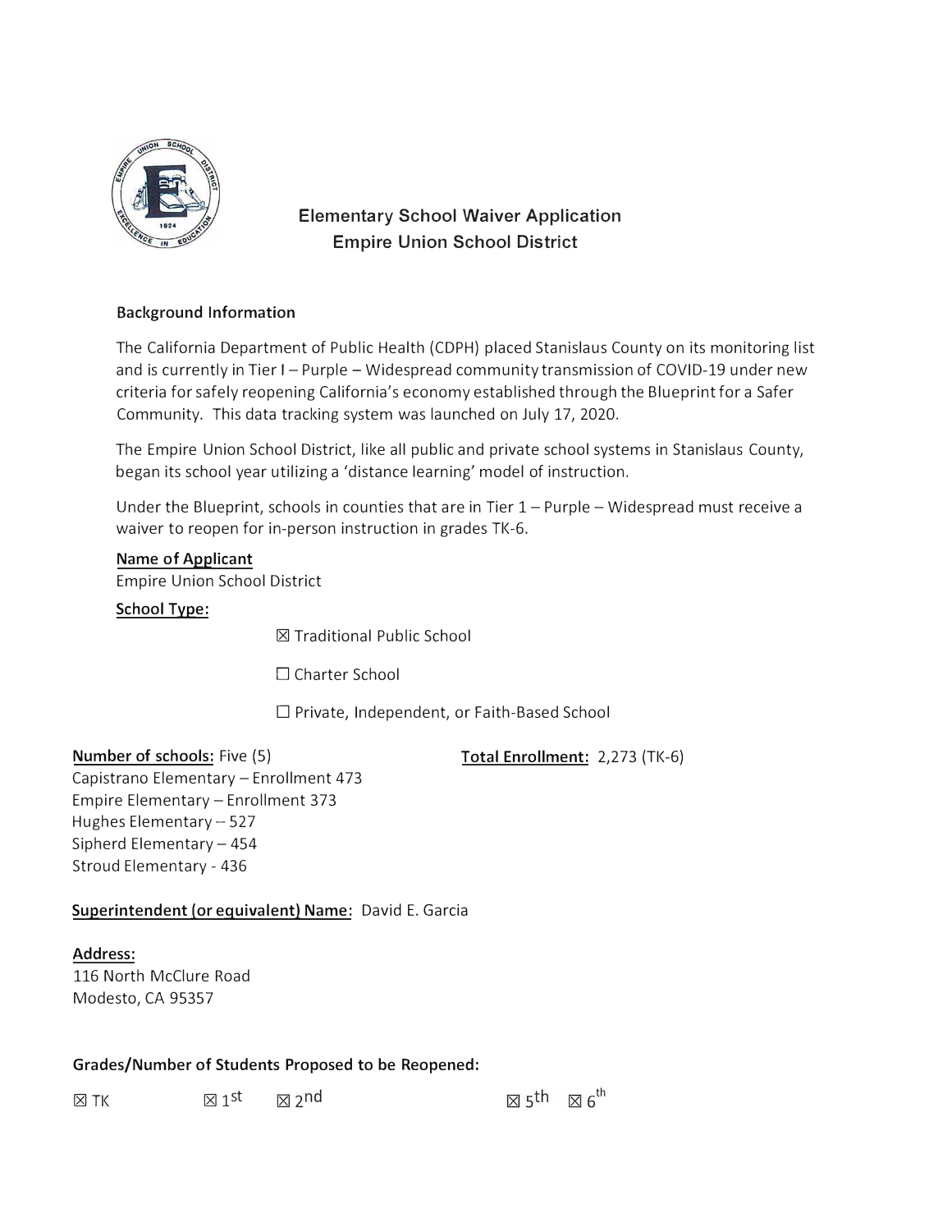# Elementary School Waiver Application
## Empire Union School District

**Background Information**

The California Department of Public Health (CDPH) placed Stanislaus County on its monitoring list and is currently in Tier I – Purple – Widespread community transmission of COVID-19 under new criteria for safely reopening California's economy established through the Blueprint for a Safer Community. This data tracking system was launched on July 17, 2020.

The Empire Union School District, like all public and private school systems in Stanislaus County, began its school year utilizing a 'distance learning' model of instruction.

Under the Blueprint, schools in counties that are in Tier 1 – Purple – Widespread must receive a waiver to reopen for in-person instruction in grades TK-6.

**Name of Applicant**

Empire Union School District

**School Type:**

☒ Traditional Public School

☐ Charter School

☐ Private, Independent, or Faith-Based School

**Number of schools:** Five (5)

**Total Enrollment:** 2,273 (TK-6)

Capistrano Elementary – Enrollment 473
Empire Elementary – Enrollment 373
Hughes Elementary – 527
Sipherd Elementary – 454
Stroud Elementary - 436

**Superintendent (or equivalent) Name:** David E. Garcia

**Address:**

116 North McClure Road
Modesto, CA 95357

**Grades/Number of Students Proposed to be Reopened:**

☒ TK ☒ 1st ☒ 2nd ☒ 5th ☒ 6th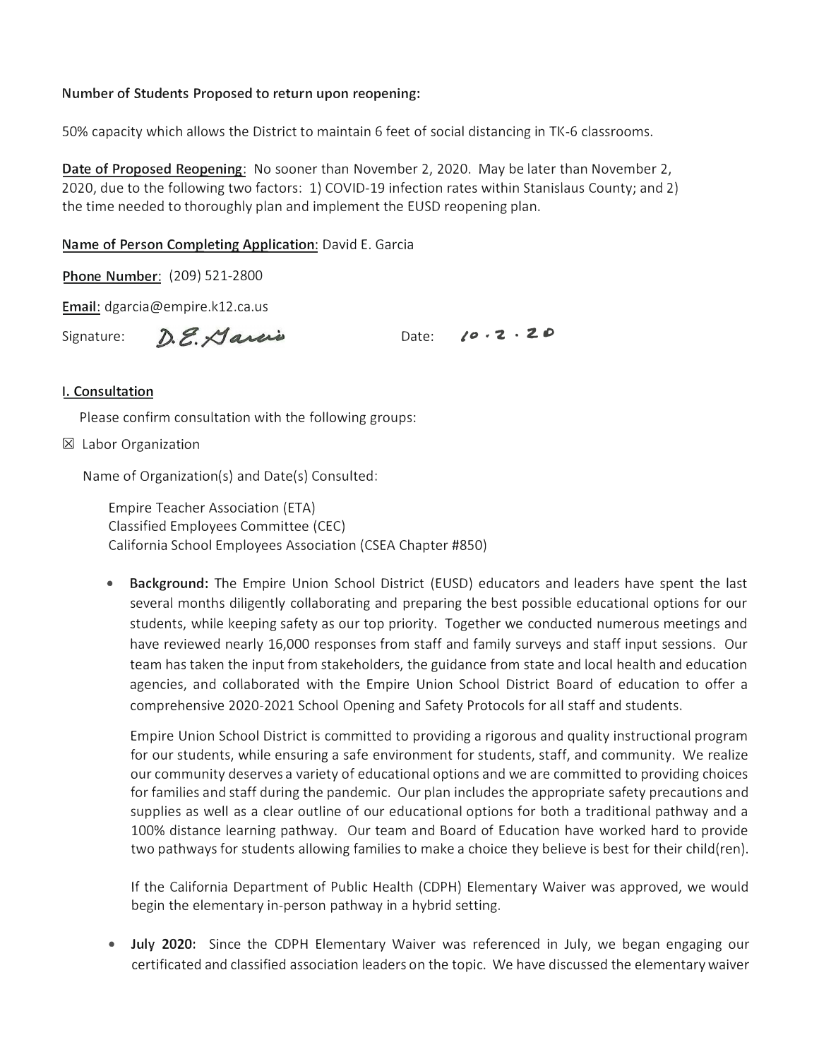**Number of Students Proposed to return upon reopening:**

50% capacity which allows the District to maintain 6 feet of social distancing in TK-6 classrooms.

**Date of Proposed Reopening**: No sooner than November 2, 2020. May be later than November 2, 2020, due to the following two factors: 1) COVID-19 infection rates within Stanislaus County; and 2) the time needed to thoroughly plan and implement the EUSD reopening plan.

**Name of Person Completing Application**: David E. Garcia

**Phone Number**: (209) 521-2800

**Email**: dgarcia@empire.k12.ca.us

Signature: D.E. Garcia Date: 10 · 2 · 20

## I. Consultation

Please confirm consultation with the following groups:

☒ Labor Organization

Name of Organization(s) and Date(s) Consulted:

Empire Teacher Association (ETA)
Classified Employees Committee (CEC)
California School Employees Association (CSEA Chapter #850)

- **Background:** The Empire Union School District (EUSD) educators and leaders have spent the last several months diligently collaborating and preparing the best possible educational options for our students, while keeping safety as our top priority. Together we conducted numerous meetings and have reviewed nearly 16,000 responses from staff and family surveys and staff input sessions. Our team has taken the input from stakeholders, the guidance from state and local health and education agencies, and collaborated with the Empire Union School District Board of education to offer a comprehensive 2020-2021 School Opening and Safety Protocols for all staff and students.

  Empire Union School District is committed to providing a rigorous and quality instructional program for our students, while ensuring a safe environment for students, staff, and community. We realize our community deserves a variety of educational options and we are committed to providing choices for families and staff during the pandemic. Our plan includes the appropriate safety precautions and supplies as well as a clear outline of our educational options for both a traditional pathway and a 100% distance learning pathway. Our team and Board of Education have worked hard to provide two pathways for students allowing families to make a choice they believe is best for their child(ren).

  If the California Department of Public Health (CDPH) Elementary Waiver was approved, we would begin the elementary in-person pathway in a hybrid setting.

- **July 2020:** Since the CDPH Elementary Waiver was referenced in July, we began engaging our certificated and classified association leaders on the topic. We have discussed the elementary waiver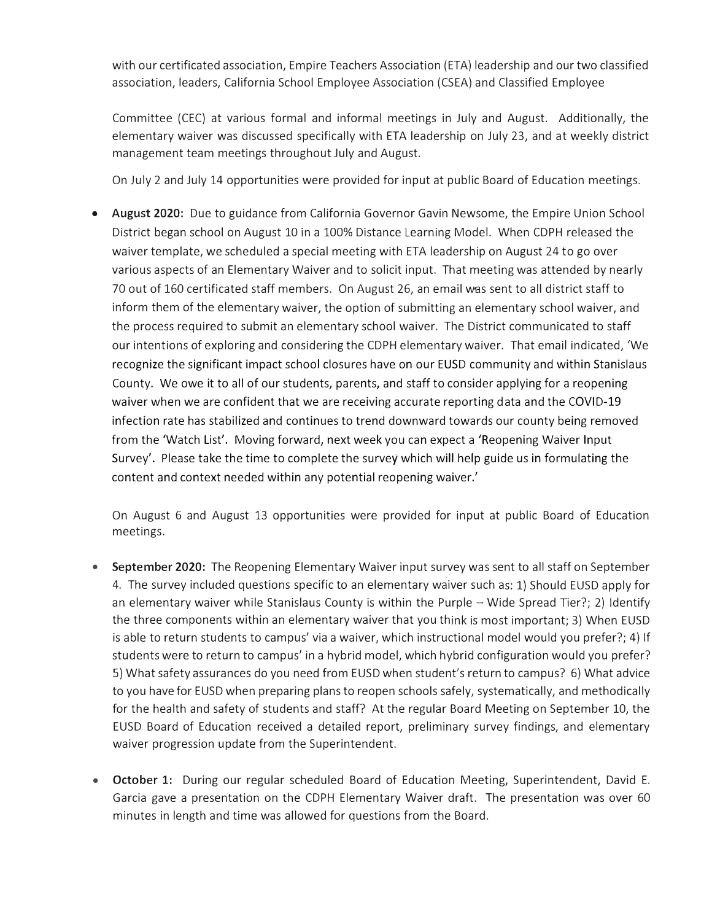with our certificated association, Empire Teachers Association (ETA) leadership and our two classified association, leaders, California School Employee Association (CSEA) and Classified Employee

Committee (CEC) at various formal and informal meetings in July and August. Additionally, the elementary waiver was discussed specifically with ETA leadership on July 23, and at weekly district management team meetings throughout July and August.

On July 2 and July 14 opportunities were provided for input at public Board of Education meetings.

- **August 2020:** Due to guidance from California Governor Gavin Newsome, the Empire Union School District began school on August 10 in a 100% Distance Learning Model. When CDPH released the waiver template, we scheduled a special meeting with ETA leadership on August 24 to go over various aspects of an Elementary Waiver and to solicit input. That meeting was attended by nearly 70 out of 160 certificated staff members. On August 26, an email was sent to all district staff to inform them of the elementary waiver, the option of submitting an elementary school waiver, and the process required to submit an elementary school waiver. The District communicated to staff our intentions of exploring and considering the CDPH elementary waiver. That email indicated, 'We recognize the significant impact school closures have on our EUSD community and within Stanislaus County. We owe it to all of our students, parents, and staff to consider applying for a reopening waiver when we are confident that we are receiving accurate reporting data and the COVID-19 infection rate has stabilized and continues to trend downward towards our county being removed from the 'Watch List'. Moving forward, next week you can expect a 'Reopening Waiver Input Survey'. Please take the time to complete the survey which will help guide us in formulating the content and context needed within any potential reopening waiver.'

  On August 6 and August 13 opportunities were provided for input at public Board of Education meetings.

- **September 2020:** The Reopening Elementary Waiver input survey was sent to all staff on September 4. The survey included questions specific to an elementary waiver such as: 1) Should EUSD apply for an elementary waiver while Stanislaus County is within the Purple – Wide Spread Tier?; 2) Identify the three components within an elementary waiver that you think is most important; 3) When EUSD is able to return students to campus' via a waiver, which instructional model would you prefer?; 4) If students were to return to campus' in a hybrid model, which hybrid configuration would you prefer? 5) What safety assurances do you need from EUSD when student's return to campus? 6) What advice to you have for EUSD when preparing plans to reopen schools safely, systematically, and methodically for the health and safety of students and staff? At the regular Board Meeting on September 10, the EUSD Board of Education received a detailed report, preliminary survey findings, and elementary waiver progression update from the Superintendent.

- **October 1:** During our regular scheduled Board of Education Meeting, Superintendent, David E. Garcia gave a presentation on the CDPH Elementary Waiver draft. The presentation was over 60 minutes in length and time was allowed for questions from the Board.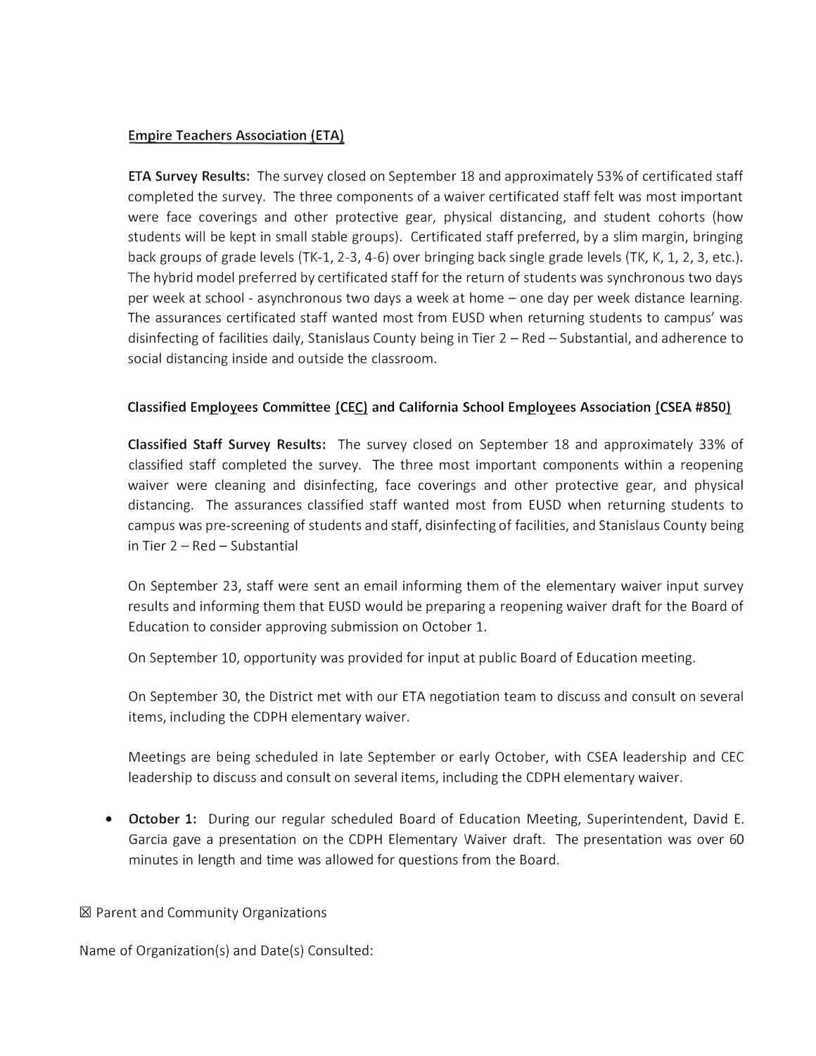**Empire Teachers Association (ETA)**

**ETA Survey Results:** The survey closed on September 18 and approximately 53% of certificated staff completed the survey. The three components of a waiver certificated staff felt was most important were face coverings and other protective gear, physical distancing, and student cohorts (how students will be kept in small stable groups). Certificated staff preferred, by a slim margin, bringing back groups of grade levels (TK-1, 2-3, 4-6) over bringing back single grade levels (TK, K, 1, 2, 3, etc.). The hybrid model preferred by certificated staff for the return of students was synchronous two days per week at school - asynchronous two days a week at home – one day per week distance learning. The assurances certificated staff wanted most from EUSD when returning students to campus' was disinfecting of facilities daily, Stanislaus County being in Tier 2 – Red – Substantial, and adherence to social distancing inside and outside the classroom.

**Classified Employees Committee (CEC) and California School Employees Association (CSEA #850)**

**Classified Staff Survey Results:** The survey closed on September 18 and approximately 33% of classified staff completed the survey. The three most important components within a reopening waiver were cleaning and disinfecting, face coverings and other protective gear, and physical distancing. The assurances classified staff wanted most from EUSD when returning students to campus was pre-screening of students and staff, disinfecting of facilities, and Stanislaus County being in Tier 2 – Red – Substantial

On September 23, staff were sent an email informing them of the elementary waiver input survey results and informing them that EUSD would be preparing a reopening waiver draft for the Board of Education to consider approving submission on October 1.

On September 10, opportunity was provided for input at public Board of Education meeting.

On September 30, the District met with our ETA negotiation team to discuss and consult on several items, including the CDPH elementary waiver.

Meetings are being scheduled in late September or early October, with CSEA leadership and CEC leadership to discuss and consult on several items, including the CDPH elementary waiver.

- **October 1:** During our regular scheduled Board of Education Meeting, Superintendent, David E. Garcia gave a presentation on the CDPH Elementary Waiver draft. The presentation was over 60 minutes in length and time was allowed for questions from the Board.

☒ Parent and Community Organizations

Name of Organization(s) and Date(s) Consulted: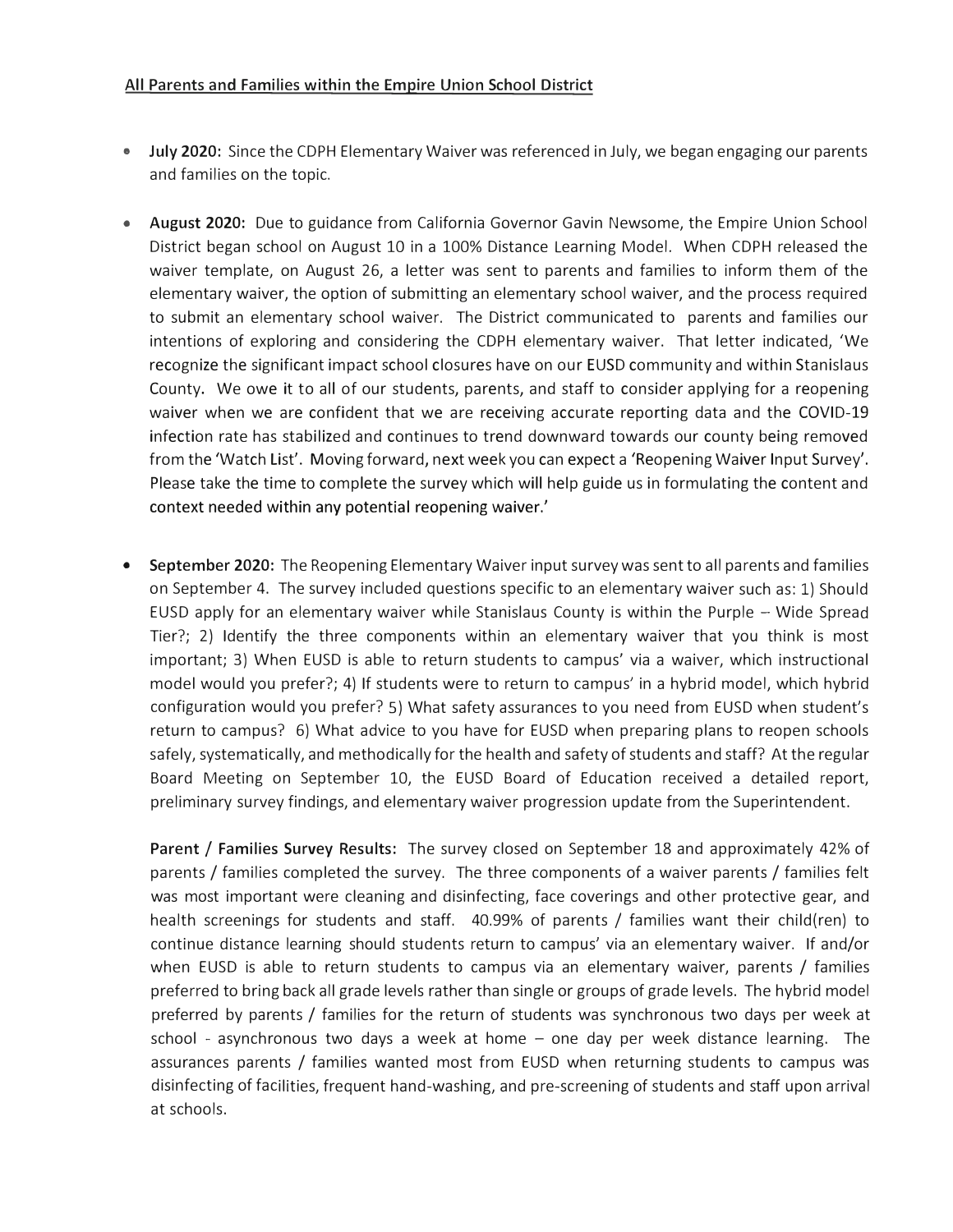<u>**All Parents and Families within the Empire Union School District**</u>

- **July 2020:** Since the CDPH Elementary Waiver was referenced in July, we began engaging our parents and families on the topic.

- **August 2020:** Due to guidance from California Governor Gavin Newsome, the Empire Union School District began school on August 10 in a 100% Distance Learning Model. When CDPH released the waiver template, on August 26, a letter was sent to parents and families to inform them of the elementary waiver, the option of submitting an elementary school waiver, and the process required to submit an elementary school waiver. The District communicated to parents and families our intentions of exploring and considering the CDPH elementary waiver. That letter indicated, 'We recognize the significant impact school closures have on our EUSD community and within Stanislaus County. We owe it to all of our students, parents, and staff to consider applying for a reopening waiver when we are confident that we are receiving accurate reporting data and the COVID-19 infection rate has stabilized and continues to trend downward towards our county being removed from the 'Watch List'. Moving forward, next week you can expect a 'Reopening Waiver Input Survey'. Please take the time to complete the survey which will help guide us in formulating the content and context needed within any potential reopening waiver.'

- **September 2020:** The Reopening Elementary Waiver input survey was sent to all parents and families on September 4. The survey included questions specific to an elementary waiver such as: 1) Should EUSD apply for an elementary waiver while Stanislaus County is within the Purple – Wide Spread Tier?; 2) Identify the three components within an elementary waiver that you think is most important; 3) When EUSD is able to return students to campus' via a waiver, which instructional model would you prefer?; 4) If students were to return to campus' in a hybrid model, which hybrid configuration would you prefer? 5) What safety assurances to you need from EUSD when student's return to campus? 6) What advice to you have for EUSD when preparing plans to reopen schools safely, systematically, and methodically for the health and safety of students and staff? At the regular Board Meeting on September 10, the EUSD Board of Education received a detailed report, preliminary survey findings, and elementary waiver progression update from the Superintendent.

  **Parent / Families Survey Results:** The survey closed on September 18 and approximately 42% of parents / families completed the survey. The three components of a waiver parents / families felt was most important were cleaning and disinfecting, face coverings and other protective gear, and health screenings for students and staff. 40.99% of parents / families want their child(ren) to continue distance learning should students return to campus' via an elementary waiver. If and/or when EUSD is able to return students to campus via an elementary waiver, parents / families preferred to bring back all grade levels rather than single or groups of grade levels. The hybrid model preferred by parents / families for the return of students was synchronous two days per week at school - asynchronous two days a week at home – one day per week distance learning. The assurances parents / families wanted most from EUSD when returning students to campus was disinfecting of facilities, frequent hand-washing, and pre-screening of students and staff upon arrival at schools.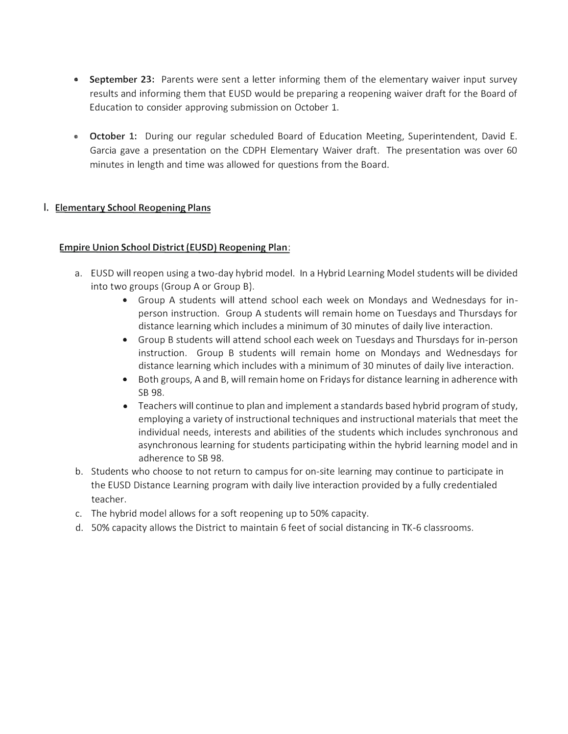- **September 23:** Parents were sent a letter informing them of the elementary waiver input survey results and informing them that EUSD would be preparing a reopening waiver draft for the Board of Education to consider approving submission on October 1.

- **October 1:** During our regular scheduled Board of Education Meeting, Superintendent, David E. Garcia gave a presentation on the CDPH Elementary Waiver draft. The presentation was over 60 minutes in length and time was allowed for questions from the Board.

## I. Elementary School Reopening Plans

### Empire Union School District (EUSD) Reopening Plan:

a. EUSD will reopen using a two-day hybrid model. In a Hybrid Learning Model students will be divided into two groups (Group A or Group B).
   - Group A students will attend school each week on Mondays and Wednesdays for in-person instruction. Group A students will remain home on Tuesdays and Thursdays for distance learning which includes a minimum of 30 minutes of daily live interaction.
   - Group B students will attend school each week on Tuesdays and Thursdays for in-person instruction. Group B students will remain home on Mondays and Wednesdays for distance learning which includes with a minimum of 30 minutes of daily live interaction.
   - Both groups, A and B, will remain home on Fridays for distance learning in adherence with SB 98.
   - Teachers will continue to plan and implement a standards based hybrid program of study, employing a variety of instructional techniques and instructional materials that meet the individual needs, interests and abilities of the students which includes synchronous and asynchronous learning for students participating within the hybrid learning model and in adherence to SB 98.

b. Students who choose to not return to campus for on-site learning may continue to participate in the EUSD Distance Learning program with daily live interaction provided by a fully credentialed teacher.

c. The hybrid model allows for a soft reopening up to 50% capacity.

d. 50% capacity allows the District to maintain 6 feet of social distancing in TK-6 classrooms.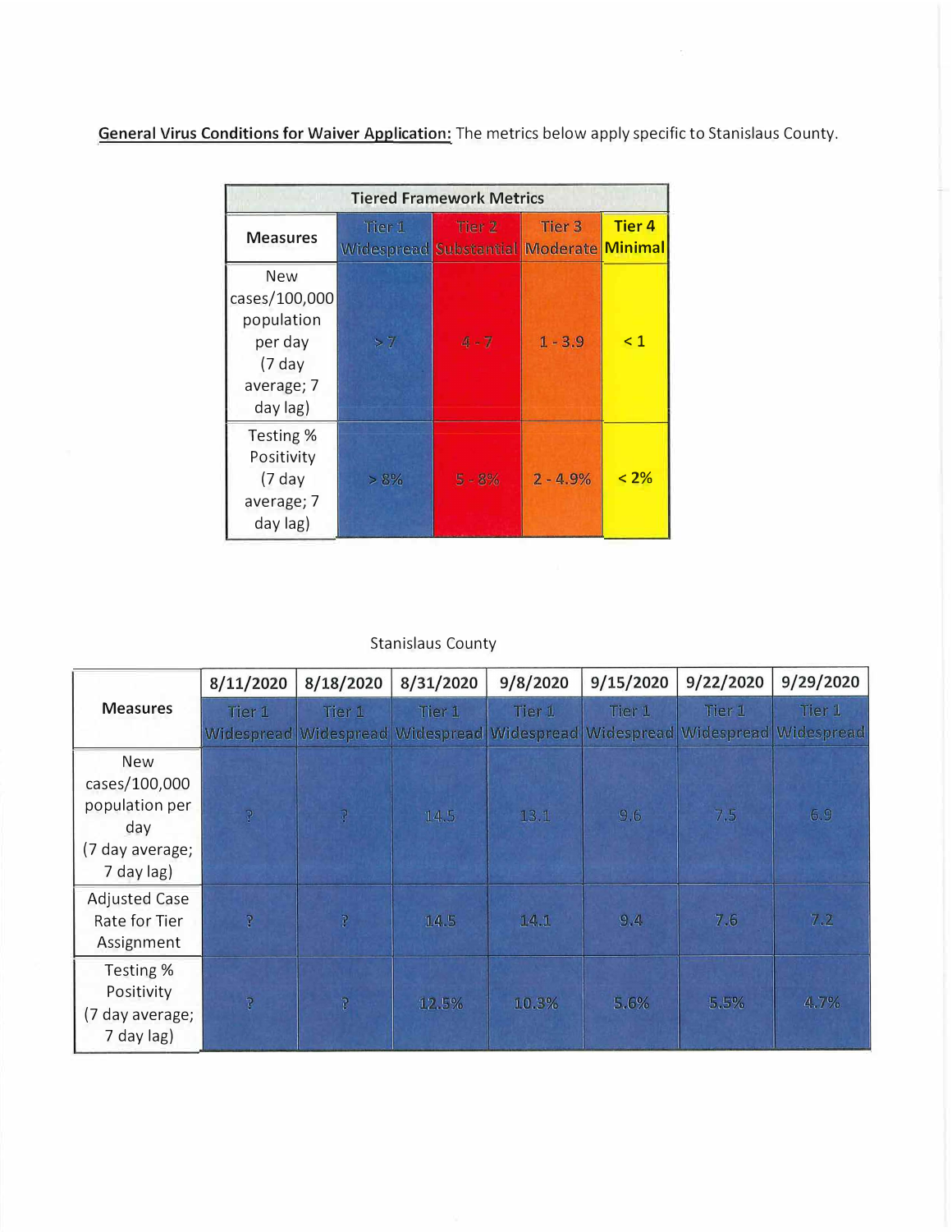**General Virus Conditions for Waiver Application:** The metrics below apply specific to Stanislaus County.

| Tiered Framework Metrics | | | | |
|---|---|---|---|---|
| Measures | Tier 1 Widespread | Tier 2 Substantial | Tier 3 Moderate | Tier 4 Minimal |
| New cases/100,000 population per day (7 day average; 7 day lag) | > 7 | 4 - 7 | 1 - 3.9 | < 1 |
| Testing % Positivity (7 day average; 7 day lag) | > 8% | 5 - 8% | 2 - 4.9% | < 2% |

Stanislaus County

| Measures | 8/11/2020 | 8/18/2020 | 8/31/2020 | 9/8/2020 | 9/15/2020 | 9/22/2020 | 9/29/2020 |
|---|---|---|---|---|---|---|---|
| | Tier 1 Widespread | Tier 1 Widespread | Tier 1 Widespread | Tier 1 Widespread | Tier 1 Widespread | Tier 1 Widespread | Tier 1 Widespread |
| New cases/100,000 population per day (7 day average; 7 day lag) | ? | ? | 14.5 | 13.1 | 9.6 | 7.5 | 6.9 |
| Adjusted Case Rate for Tier Assignment | ? | ? | 14.5 | 14.1 | 9.4 | 7.6 | 7.2 |
| Testing % Positivity (7 day average; 7 day lag) | ? | ? | 12.5% | 10.3% | 5.6% | 5.5% | 4.7% |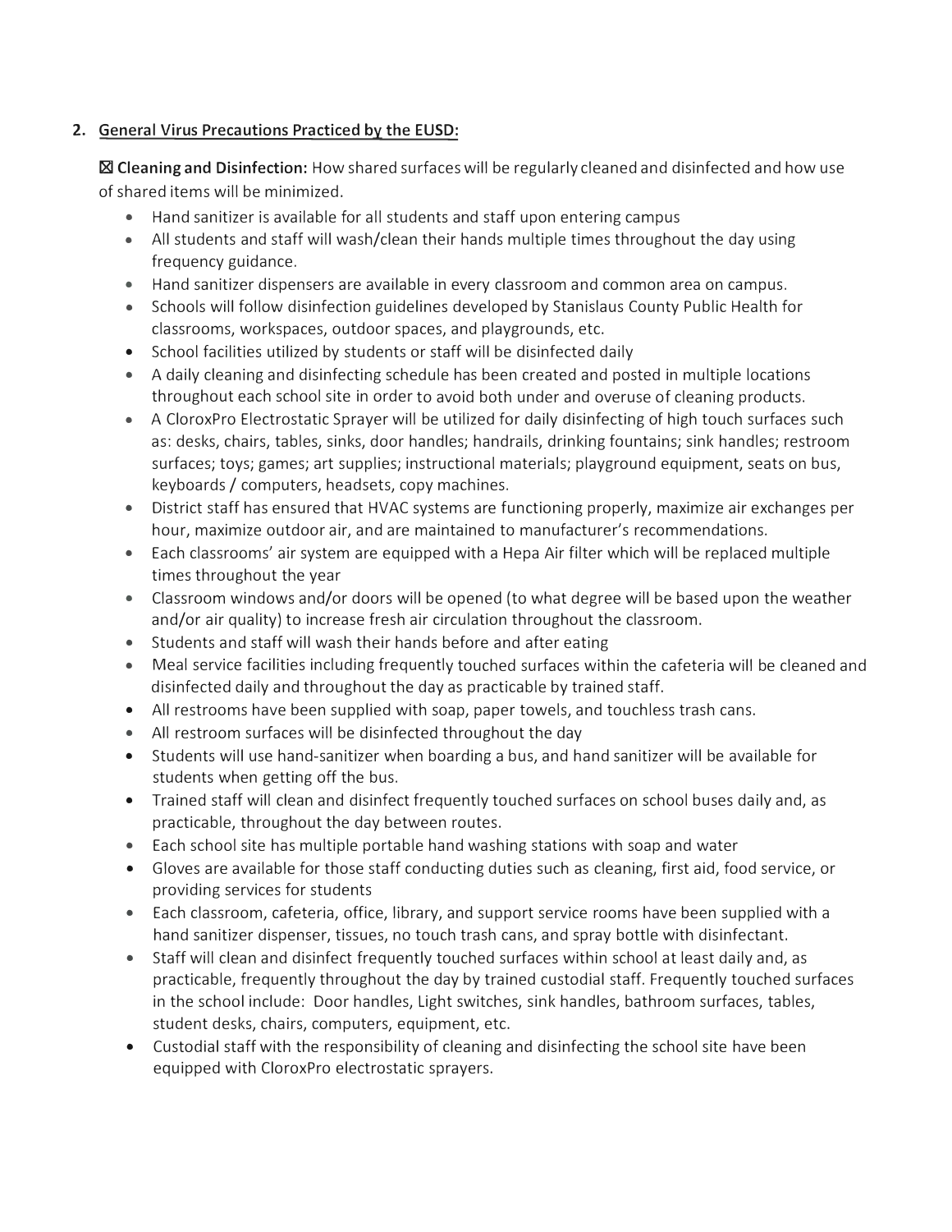## 2. General Virus Precautions Practiced by the EUSD:

☒ **Cleaning and Disinfection:** How shared surfaces will be regularly cleaned and disinfected and how use of shared items will be minimized.

- Hand sanitizer is available for all students and staff upon entering campus
- All students and staff will wash/clean their hands multiple times throughout the day using frequency guidance.
- Hand sanitizer dispensers are available in every classroom and common area on campus.
- Schools will follow disinfection guidelines developed by Stanislaus County Public Health for classrooms, workspaces, outdoor spaces, and playgrounds, etc.
- School facilities utilized by students or staff will be disinfected daily
- A daily cleaning and disinfecting schedule has been created and posted in multiple locations throughout each school site in order to avoid both under and overuse of cleaning products.
- A CloroxPro Electrostatic Sprayer will be utilized for daily disinfecting of high touch surfaces such as: desks, chairs, tables, sinks, door handles; handrails, drinking fountains; sink handles; restroom surfaces; toys; games; art supplies; instructional materials; playground equipment, seats on bus, keyboards / computers, headsets, copy machines.
- District staff has ensured that HVAC systems are functioning properly, maximize air exchanges per hour, maximize outdoor air, and are maintained to manufacturer's recommendations.
- Each classrooms' air system are equipped with a Hepa Air filter which will be replaced multiple times throughout the year
- Classroom windows and/or doors will be opened (to what degree will be based upon the weather and/or air quality) to increase fresh air circulation throughout the classroom.
- Students and staff will wash their hands before and after eating
- Meal service facilities including frequently touched surfaces within the cafeteria will be cleaned and disinfected daily and throughout the day as practicable by trained staff.
- All restrooms have been supplied with soap, paper towels, and touchless trash cans.
- All restroom surfaces will be disinfected throughout the day
- Students will use hand-sanitizer when boarding a bus, and hand sanitizer will be available for students when getting off the bus.
- Trained staff will clean and disinfect frequently touched surfaces on school buses daily and, as practicable, throughout the day between routes.
- Each school site has multiple portable hand washing stations with soap and water
- Gloves are available for those staff conducting duties such as cleaning, first aid, food service, or providing services for students
- Each classroom, cafeteria, office, library, and support service rooms have been supplied with a hand sanitizer dispenser, tissues, no touch trash cans, and spray bottle with disinfectant.
- Staff will clean and disinfect frequently touched surfaces within school at least daily and, as practicable, frequently throughout the day by trained custodial staff. Frequently touched surfaces in the school include: Door handles, Light switches, sink handles, bathroom surfaces, tables, student desks, chairs, computers, equipment, etc.
- Custodial staff with the responsibility of cleaning and disinfecting the school site have been equipped with CloroxPro electrostatic sprayers.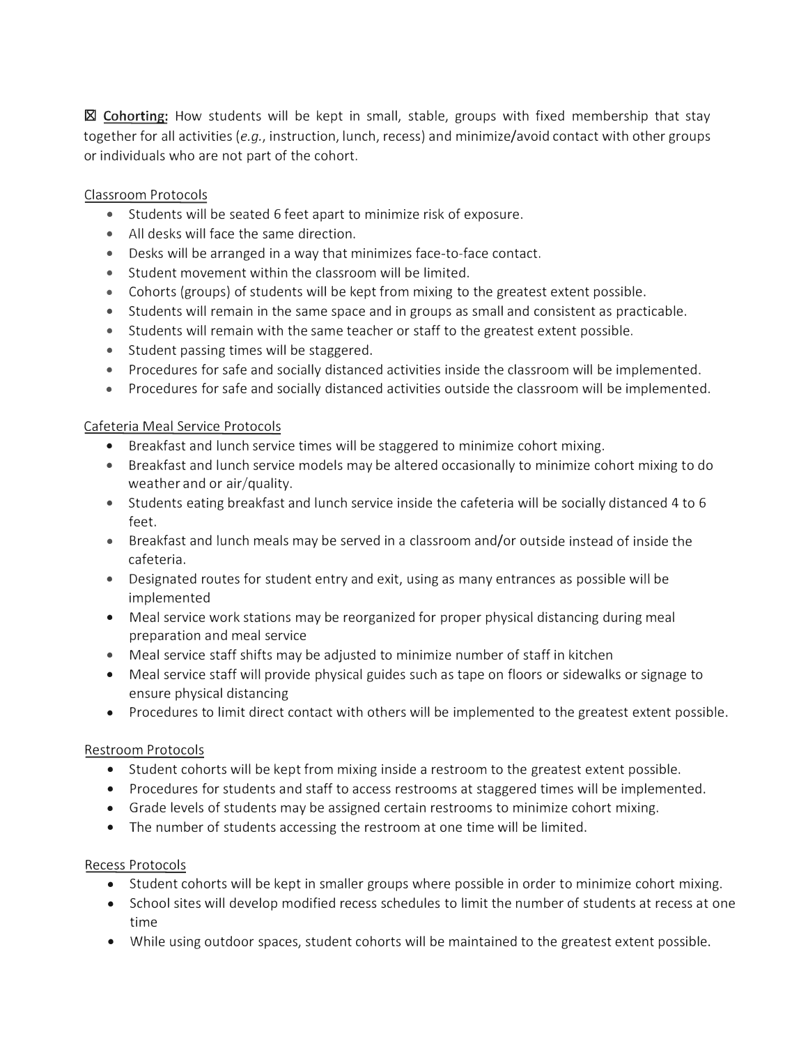☒ **Cohorting:** How students will be kept in small, stable, groups with fixed membership that stay together for all activities (*e.g.*, instruction, lunch, recess) and minimize/avoid contact with other groups or individuals who are not part of the cohort.

Classroom Protocols

- Students will be seated 6 feet apart to minimize risk of exposure.
- All desks will face the same direction.
- Desks will be arranged in a way that minimizes face-to-face contact.
- Student movement within the classroom will be limited.
- Cohorts (groups) of students will be kept from mixing to the greatest extent possible.
- Students will remain in the same space and in groups as small and consistent as practicable.
- Students will remain with the same teacher or staff to the greatest extent possible.
- Student passing times will be staggered.
- Procedures for safe and socially distanced activities inside the classroom will be implemented.
- Procedures for safe and socially distanced activities outside the classroom will be implemented.

Cafeteria Meal Service Protocols

- Breakfast and lunch service times will be staggered to minimize cohort mixing.
- Breakfast and lunch service models may be altered occasionally to minimize cohort mixing to do weather and or air/quality.
- Students eating breakfast and lunch service inside the cafeteria will be socially distanced 4 to 6 feet.
- Breakfast and lunch meals may be served in a classroom and/or outside instead of inside the cafeteria.
- Designated routes for student entry and exit, using as many entrances as possible will be implemented
- Meal service work stations may be reorganized for proper physical distancing during meal preparation and meal service
- Meal service staff shifts may be adjusted to minimize number of staff in kitchen
- Meal service staff will provide physical guides such as tape on floors or sidewalks or signage to ensure physical distancing
- Procedures to limit direct contact with others will be implemented to the greatest extent possible.

Restroom Protocols

- Student cohorts will be kept from mixing inside a restroom to the greatest extent possible.
- Procedures for students and staff to access restrooms at staggered times will be implemented.
- Grade levels of students may be assigned certain restrooms to minimize cohort mixing.
- The number of students accessing the restroom at one time will be limited.

Recess Protocols

- Student cohorts will be kept in smaller groups where possible in order to minimize cohort mixing.
- School sites will develop modified recess schedules to limit the number of students at recess at one time
- While using outdoor spaces, student cohorts will be maintained to the greatest extent possible.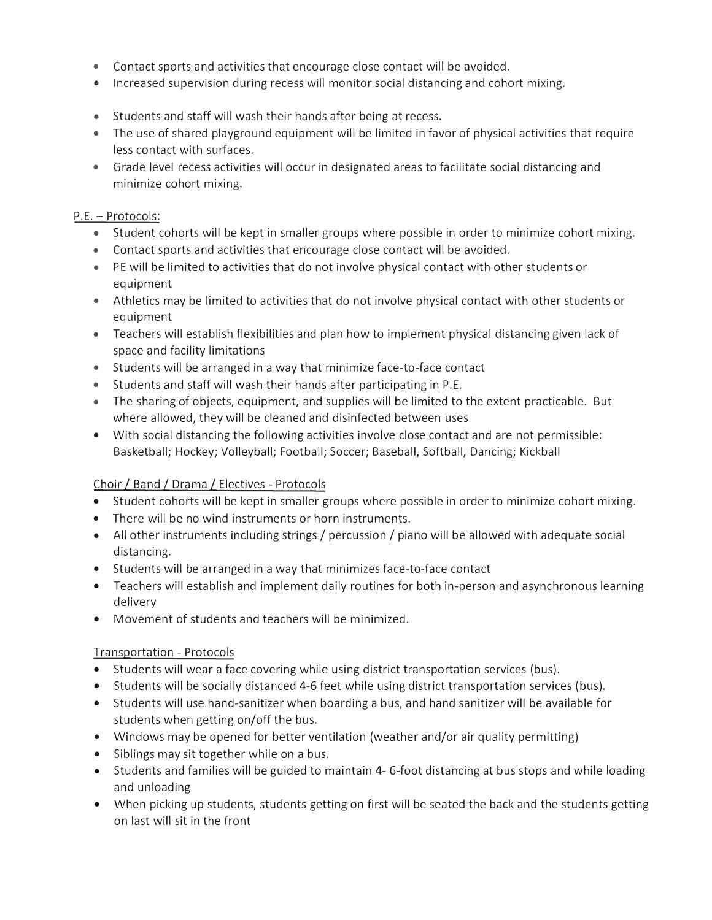- Contact sports and activities that encourage close contact will be avoided.
- Increased supervision during recess will monitor social distancing and cohort mixing.

- Students and staff will wash their hands after being at recess.
- The use of shared playground equipment will be limited in favor of physical activities that require less contact with surfaces.
- Grade level recess activities will occur in designated areas to facilitate social distancing and minimize cohort mixing.

P.E. – Protocols:

- Student cohorts will be kept in smaller groups where possible in order to minimize cohort mixing.
- Contact sports and activities that encourage close contact will be avoided.
- PE will be limited to activities that do not involve physical contact with other students or equipment
- Athletics may be limited to activities that do not involve physical contact with other students or equipment
- Teachers will establish flexibilities and plan how to implement physical distancing given lack of space and facility limitations
- Students will be arranged in a way that minimize face-to-face contact
- Students and staff will wash their hands after participating in P.E.
- The sharing of objects, equipment, and supplies will be limited to the extent practicable. But where allowed, they will be cleaned and disinfected between uses
- With social distancing the following activities involve close contact and are not permissible: Basketball; Hockey; Volleyball; Football; Soccer; Baseball, Softball, Dancing; Kickball

Choir / Band / Drama / Electives - Protocols

- Student cohorts will be kept in smaller groups where possible in order to minimize cohort mixing.
- There will be no wind instruments or horn instruments.
- All other instruments including strings / percussion / piano will be allowed with adequate social distancing.
- Students will be arranged in a way that minimizes face-to-face contact
- Teachers will establish and implement daily routines for both in-person and asynchronous learning delivery
- Movement of students and teachers will be minimized.

Transportation - Protocols

- Students will wear a face covering while using district transportation services (bus).
- Students will be socially distanced 4-6 feet while using district transportation services (bus).
- Students will use hand-sanitizer when boarding a bus, and hand sanitizer will be available for students when getting on/off the bus.
- Windows may be opened for better ventilation (weather and/or air quality permitting)
- Siblings may sit together while on a bus.
- Students and families will be guided to maintain 4- 6-foot distancing at bus stops and while loading and unloading
- When picking up students, students getting on first will be seated the back and the students getting on last will sit in the front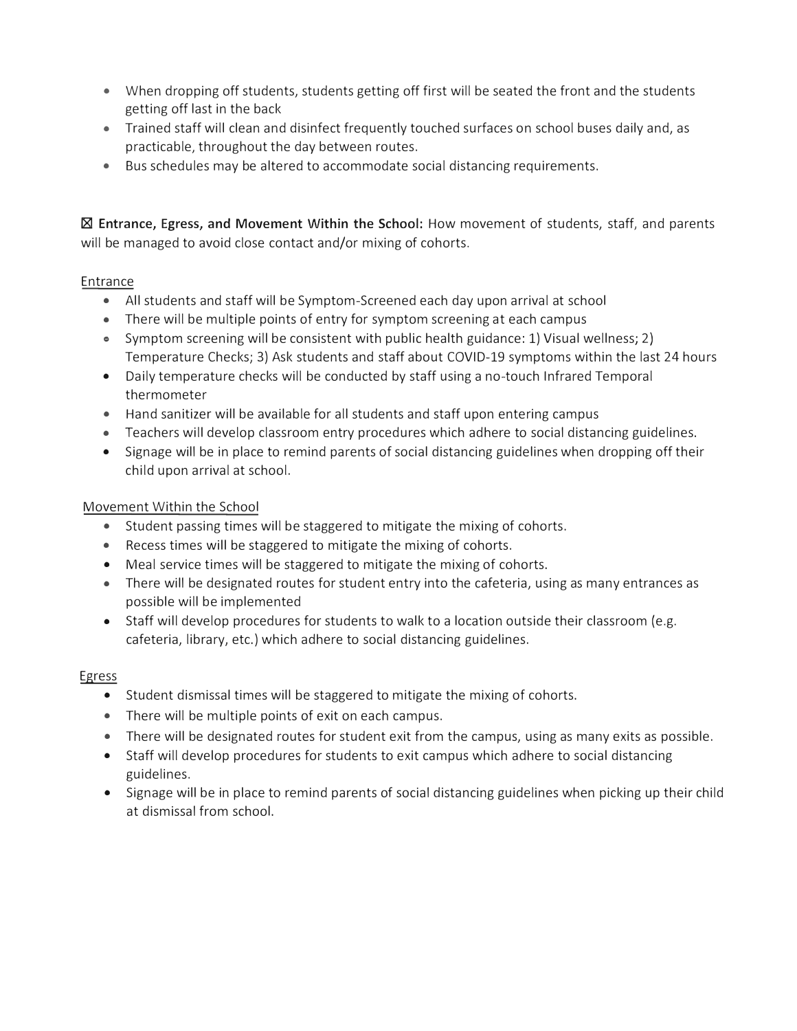- When dropping off students, students getting off first will be seated the front and the students getting off last in the back
- Trained staff will clean and disinfect frequently touched surfaces on school buses daily and, as practicable, throughout the day between routes.
- Bus schedules may be altered to accommodate social distancing requirements.

☒ **Entrance, Egress, and Movement Within the School:** How movement of students, staff, and parents will be managed to avoid close contact and/or mixing of cohorts.

Entrance

- All students and staff will be Symptom-Screened each day upon arrival at school
- There will be multiple points of entry for symptom screening at each campus
- Symptom screening will be consistent with public health guidance: 1) Visual wellness; 2) Temperature Checks; 3) Ask students and staff about COVID-19 symptoms within the last 24 hours
- Daily temperature checks will be conducted by staff using a no-touch Infrared Temporal thermometer
- Hand sanitizer will be available for all students and staff upon entering campus
- Teachers will develop classroom entry procedures which adhere to social distancing guidelines.
- Signage will be in place to remind parents of social distancing guidelines when dropping off their child upon arrival at school.

Movement Within the School

- Student passing times will be staggered to mitigate the mixing of cohorts.
- Recess times will be staggered to mitigate the mixing of cohorts.
- Meal service times will be staggered to mitigate the mixing of cohorts.
- There will be designated routes for student entry into the cafeteria, using as many entrances as possible will be implemented
- Staff will develop procedures for students to walk to a location outside their classroom (e.g. cafeteria, library, etc.) which adhere to social distancing guidelines.

Egress

- Student dismissal times will be staggered to mitigate the mixing of cohorts.
- There will be multiple points of exit on each campus.
- There will be designated routes for student exit from the campus, using as many exits as possible.
- Staff will develop procedures for students to exit campus which adhere to social distancing guidelines.
- Signage will be in place to remind parents of social distancing guidelines when picking up their child at dismissal from school.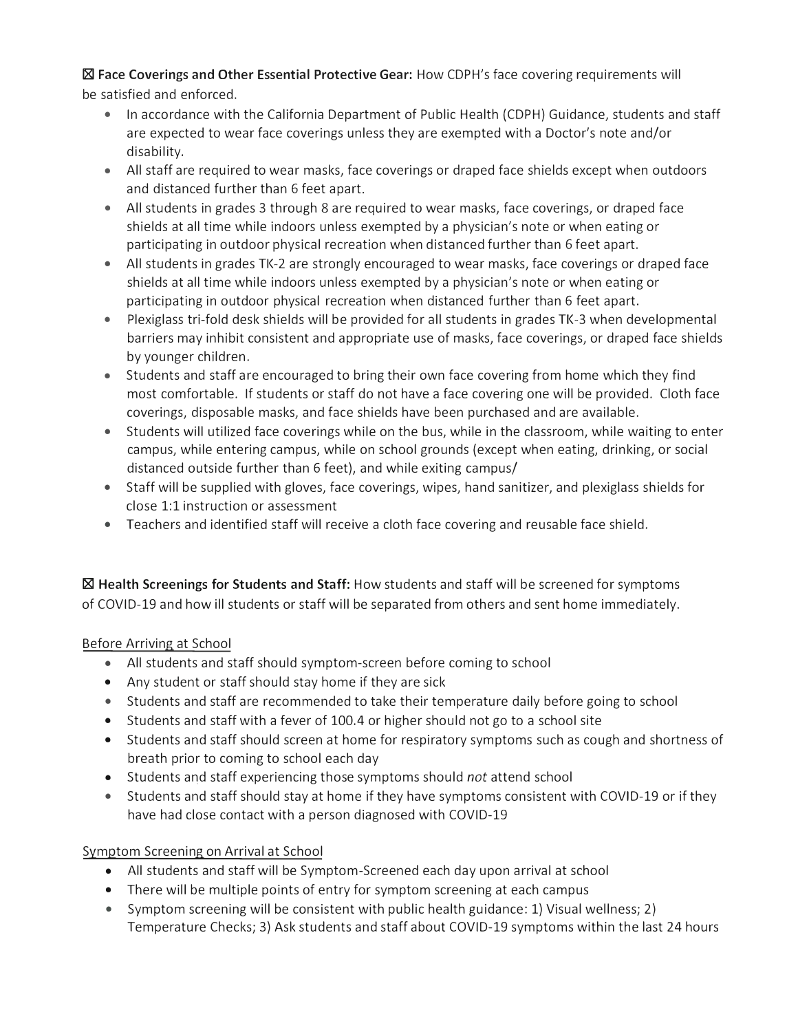☒ **Face Coverings and Other Essential Protective Gear:** How CDPH's face covering requirements will be satisfied and enforced.

- In accordance with the California Department of Public Health (CDPH) Guidance, students and staff are expected to wear face coverings unless they are exempted with a Doctor's note and/or disability.
- All staff are required to wear masks, face coverings or draped face shields except when outdoors and distanced further than 6 feet apart.
- All students in grades 3 through 8 are required to wear masks, face coverings, or draped face shields at all time while indoors unless exempted by a physician's note or when eating or participating in outdoor physical recreation when distanced further than 6 feet apart.
- All students in grades TK-2 are strongly encouraged to wear masks, face coverings or draped face shields at all time while indoors unless exempted by a physician's note or when eating or participating in outdoor physical recreation when distanced further than 6 feet apart.
- Plexiglass tri-fold desk shields will be provided for all students in grades TK-3 when developmental barriers may inhibit consistent and appropriate use of masks, face coverings, or draped face shields by younger children.
- Students and staff are encouraged to bring their own face covering from home which they find most comfortable. If students or staff do not have a face covering one will be provided. Cloth face coverings, disposable masks, and face shields have been purchased and are available.
- Students will utilized face coverings while on the bus, while in the classroom, while waiting to enter campus, while entering campus, while on school grounds (except when eating, drinking, or social distanced outside further than 6 feet), and while exiting campus/
- Staff will be supplied with gloves, face coverings, wipes, hand sanitizer, and plexiglass shields for close 1:1 instruction or assessment
- Teachers and identified staff will receive a cloth face covering and reusable face shield.

☒ **Health Screenings for Students and Staff:** How students and staff will be screened for symptoms of COVID-19 and how ill students or staff will be separated from others and sent home immediately.

Before Arriving at School

- All students and staff should symptom-screen before coming to school
- Any student or staff should stay home if they are sick
- Students and staff are recommended to take their temperature daily before going to school
- Students and staff with a fever of 100.4 or higher should not go to a school site
- Students and staff should screen at home for respiratory symptoms such as cough and shortness of breath prior to coming to school each day
- Students and staff experiencing those symptoms should *not* attend school
- Students and staff should stay at home if they have symptoms consistent with COVID-19 or if they have had close contact with a person diagnosed with COVID-19

Symptom Screening on Arrival at School

- All students and staff will be Symptom-Screened each day upon arrival at school
- There will be multiple points of entry for symptom screening at each campus
- Symptom screening will be consistent with public health guidance: 1) Visual wellness; 2) Temperature Checks; 3) Ask students and staff about COVID-19 symptoms within the last 24 hours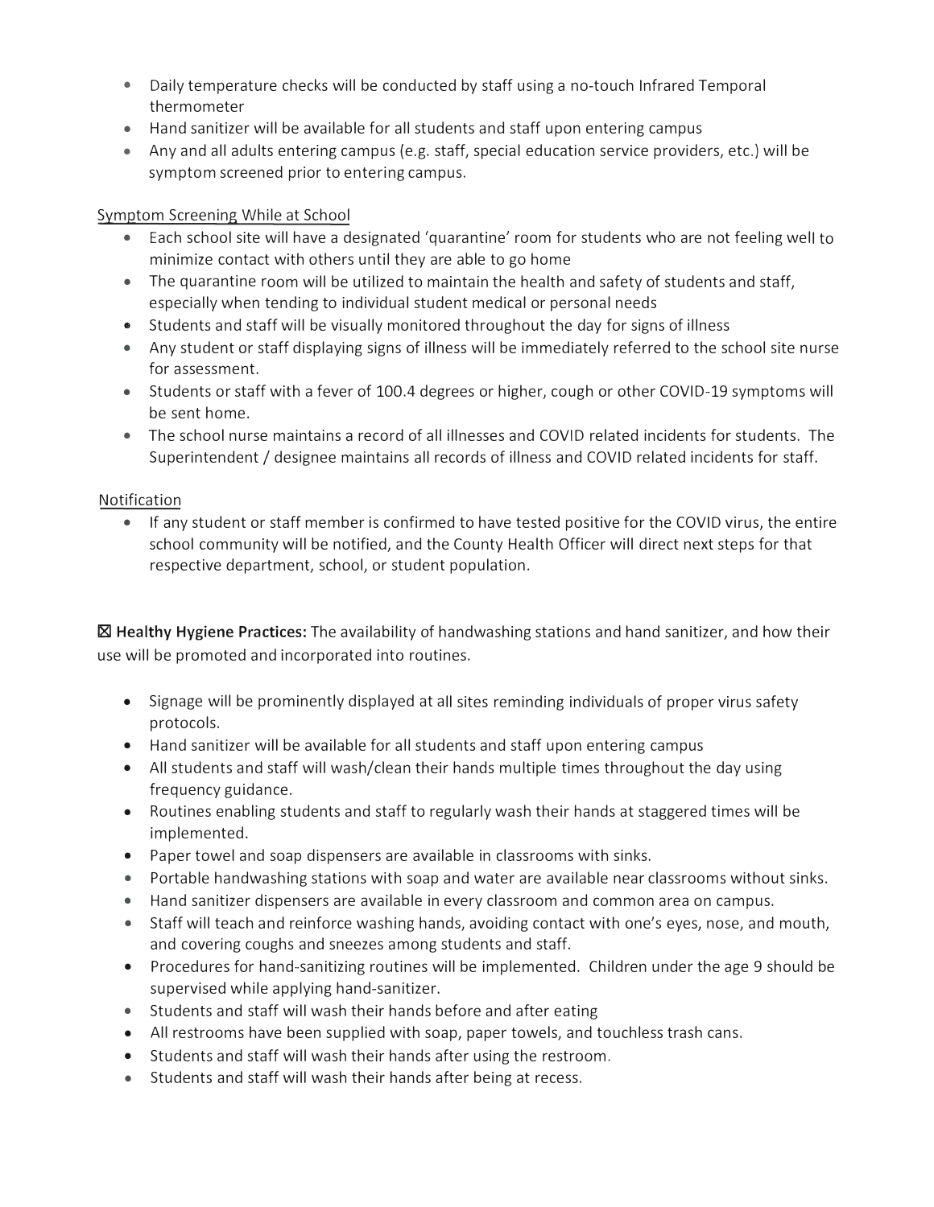- Daily temperature checks will be conducted by staff using a no-touch Infrared Temporal thermometer
- Hand sanitizer will be available for all students and staff upon entering campus
- Any and all adults entering campus (e.g. staff, special education service providers, etc.) will be symptom screened prior to entering campus.

<u>Symptom Screening While at School</u>

- Each school site will have a designated 'quarantine' room for students who are not feeling well to minimize contact with others until they are able to go home
- The quarantine room will be utilized to maintain the health and safety of students and staff, especially when tending to individual student medical or personal needs
- Students and staff will be visually monitored throughout the day for signs of illness
- Any student or staff displaying signs of illness will be immediately referred to the school site nurse for assessment.
- Students or staff with a fever of 100.4 degrees or higher, cough or other COVID-19 symptoms will be sent home.
- The school nurse maintains a record of all illnesses and COVID related incidents for students. The Superintendent / designee maintains all records of illness and COVID related incidents for staff.

<u>Notification</u>

- If any student or staff member is confirmed to have tested positive for the COVID virus, the entire school community will be notified, and the County Health Officer will direct next steps for that respective department, school, or student population.

☒ **Healthy Hygiene Practices:** The availability of handwashing stations and hand sanitizer, and how their use will be promoted and incorporated into routines.

- Signage will be prominently displayed at all sites reminding individuals of proper virus safety protocols.
- Hand sanitizer will be available for all students and staff upon entering campus
- All students and staff will wash/clean their hands multiple times throughout the day using frequency guidance.
- Routines enabling students and staff to regularly wash their hands at staggered times will be implemented.
- Paper towel and soap dispensers are available in classrooms with sinks.
- Portable handwashing stations with soap and water are available near classrooms without sinks.
- Hand sanitizer dispensers are available in every classroom and common area on campus.
- Staff will teach and reinforce washing hands, avoiding contact with one's eyes, nose, and mouth, and covering coughs and sneezes among students and staff.
- Procedures for hand-sanitizing routines will be implemented. Children under the age 9 should be supervised while applying hand-sanitizer.
- Students and staff will wash their hands before and after eating
- All restrooms have been supplied with soap, paper towels, and touchless trash cans.
- Students and staff will wash their hands after using the restroom.
- Students and staff will wash their hands after being at recess.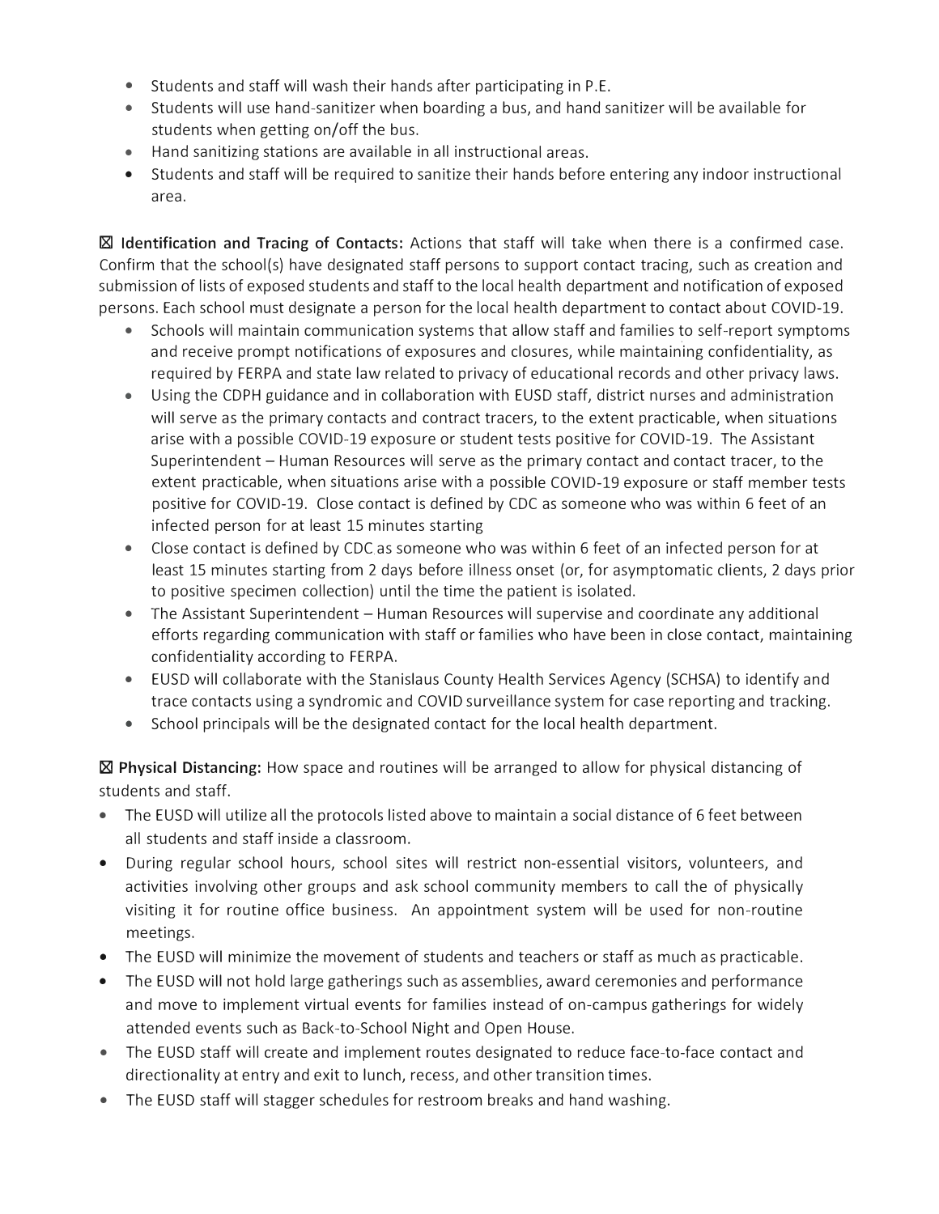- Students and staff will wash their hands after participating in P.E.
- Students will use hand-sanitizer when boarding a bus, and hand sanitizer will be available for students when getting on/off the bus.
- Hand sanitizing stations are available in all instructional areas.
- Students and staff will be required to sanitize their hands before entering any indoor instructional area.

☒ **Identification and Tracing of Contacts:** Actions that staff will take when there is a confirmed case. Confirm that the school(s) have designated staff persons to support contact tracing, such as creation and submission of lists of exposed students and staff to the local health department and notification of exposed persons. Each school must designate a person for the local health department to contact about COVID-19.

- Schools will maintain communication systems that allow staff and families to self-report symptoms and receive prompt notifications of exposures and closures, while maintaining confidentiality, as required by FERPA and state law related to privacy of educational records and other privacy laws.
- Using the CDPH guidance and in collaboration with EUSD staff, district nurses and administration will serve as the primary contacts and contract tracers, to the extent practicable, when situations arise with a possible COVID-19 exposure or student tests positive for COVID-19. The Assistant Superintendent – Human Resources will serve as the primary contact and contact tracer, to the extent practicable, when situations arise with a possible COVID-19 exposure or staff member tests positive for COVID-19. Close contact is defined by CDC as someone who was within 6 feet of an infected person for at least 15 minutes starting
- Close contact is defined by CDC as someone who was within 6 feet of an infected person for at least 15 minutes starting from 2 days before illness onset (or, for asymptomatic clients, 2 days prior to positive specimen collection) until the time the patient is isolated.
- The Assistant Superintendent – Human Resources will supervise and coordinate any additional efforts regarding communication with staff or families who have been in close contact, maintaining confidentiality according to FERPA.
- EUSD will collaborate with the Stanislaus County Health Services Agency (SCHSA) to identify and trace contacts using a syndromic and COVID surveillance system for case reporting and tracking.
- School principals will be the designated contact for the local health department.

☒ **Physical Distancing:** How space and routines will be arranged to allow for physical distancing of students and staff.

- The EUSD will utilize all the protocols listed above to maintain a social distance of 6 feet between all students and staff inside a classroom.
- During regular school hours, school sites will restrict non-essential visitors, volunteers, and activities involving other groups and ask school community members to call the of physically visiting it for routine office business. An appointment system will be used for non-routine meetings.
- The EUSD will minimize the movement of students and teachers or staff as much as practicable.
- The EUSD will not hold large gatherings such as assemblies, award ceremonies and performance and move to implement virtual events for families instead of on-campus gatherings for widely attended events such as Back-to-School Night and Open House.
- The EUSD staff will create and implement routes designated to reduce face-to-face contact and directionality at entry and exit to lunch, recess, and other transition times.
- The EUSD staff will stagger schedules for restroom breaks and hand washing.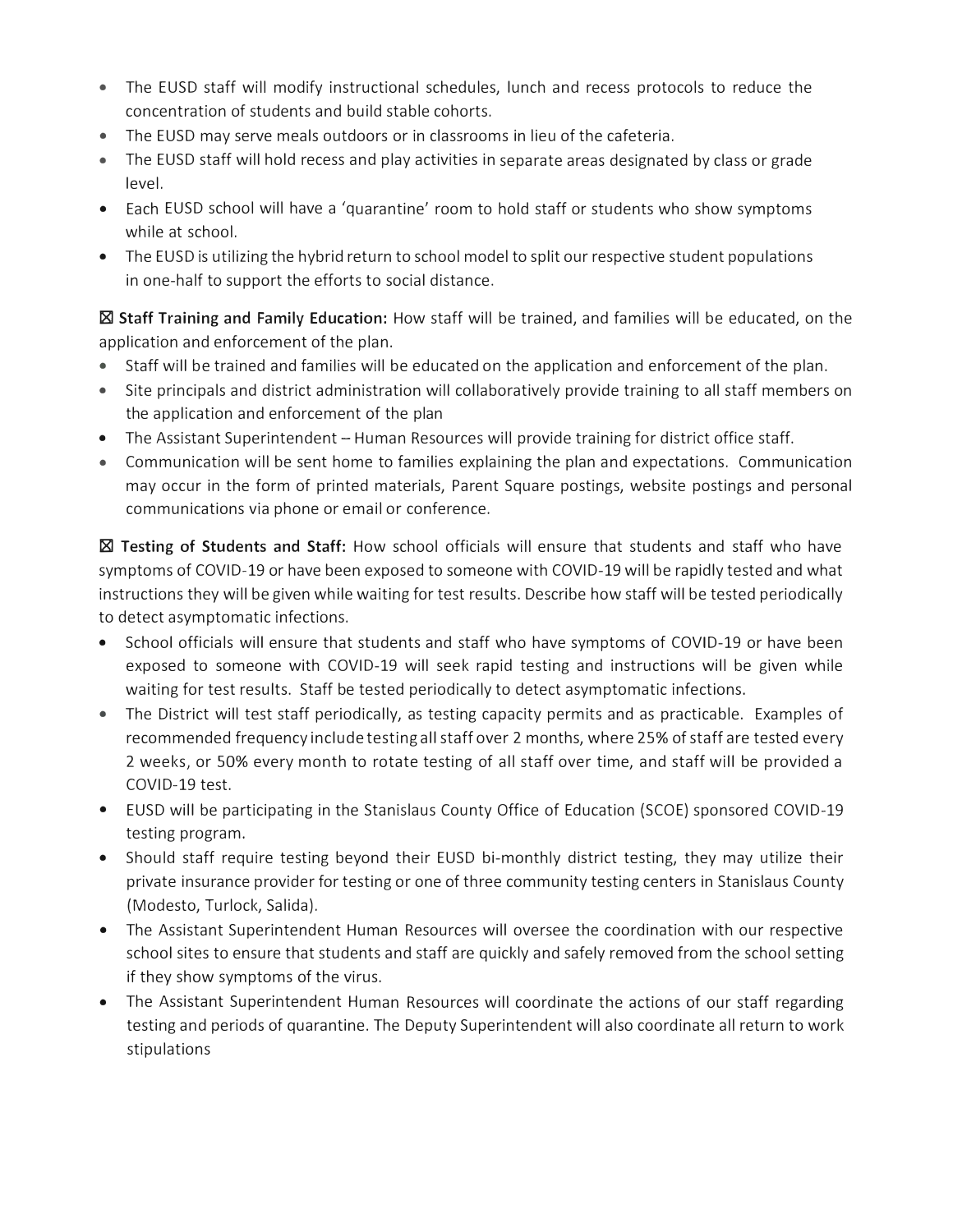- The EUSD staff will modify instructional schedules, lunch and recess protocols to reduce the concentration of students and build stable cohorts.
- The EUSD may serve meals outdoors or in classrooms in lieu of the cafeteria.
- The EUSD staff will hold recess and play activities in separate areas designated by class or grade level.
- Each EUSD school will have a 'quarantine' room to hold staff or students who show symptoms while at school.
- The EUSD is utilizing the hybrid return to school model to split our respective student populations in one-half to support the efforts to social distance.

☒ **Staff Training and Family Education:** How staff will be trained, and families will be educated, on the application and enforcement of the plan.

- Staff will be trained and families will be educated on the application and enforcement of the plan.
- Site principals and district administration will collaboratively provide training to all staff members on the application and enforcement of the plan
- The Assistant Superintendent – Human Resources will provide training for district office staff.
- Communication will be sent home to families explaining the plan and expectations. Communication may occur in the form of printed materials, Parent Square postings, website postings and personal communications via phone or email or conference.

☒ **Testing of Students and Staff:** How school officials will ensure that students and staff who have symptoms of COVID-19 or have been exposed to someone with COVID-19 will be rapidly tested and what instructions they will be given while waiting for test results. Describe how staff will be tested periodically to detect asymptomatic infections.

- School officials will ensure that students and staff who have symptoms of COVID-19 or have been exposed to someone with COVID-19 will seek rapid testing and instructions will be given while waiting for test results. Staff be tested periodically to detect asymptomatic infections.
- The District will test staff periodically, as testing capacity permits and as practicable. Examples of recommended frequency include testing all staff over 2 months, where 25% of staff are tested every 2 weeks, or 50% every month to rotate testing of all staff over time, and staff will be provided a COVID-19 test.
- EUSD will be participating in the Stanislaus County Office of Education (SCOE) sponsored COVID-19 testing program.
- Should staff require testing beyond their EUSD bi-monthly district testing, they may utilize their private insurance provider for testing or one of three community testing centers in Stanislaus County (Modesto, Turlock, Salida).
- The Assistant Superintendent Human Resources will oversee the coordination with our respective school sites to ensure that students and staff are quickly and safely removed from the school setting if they show symptoms of the virus.
- The Assistant Superintendent Human Resources will coordinate the actions of our staff regarding testing and periods of quarantine. The Deputy Superintendent will also coordinate all return to work stipulations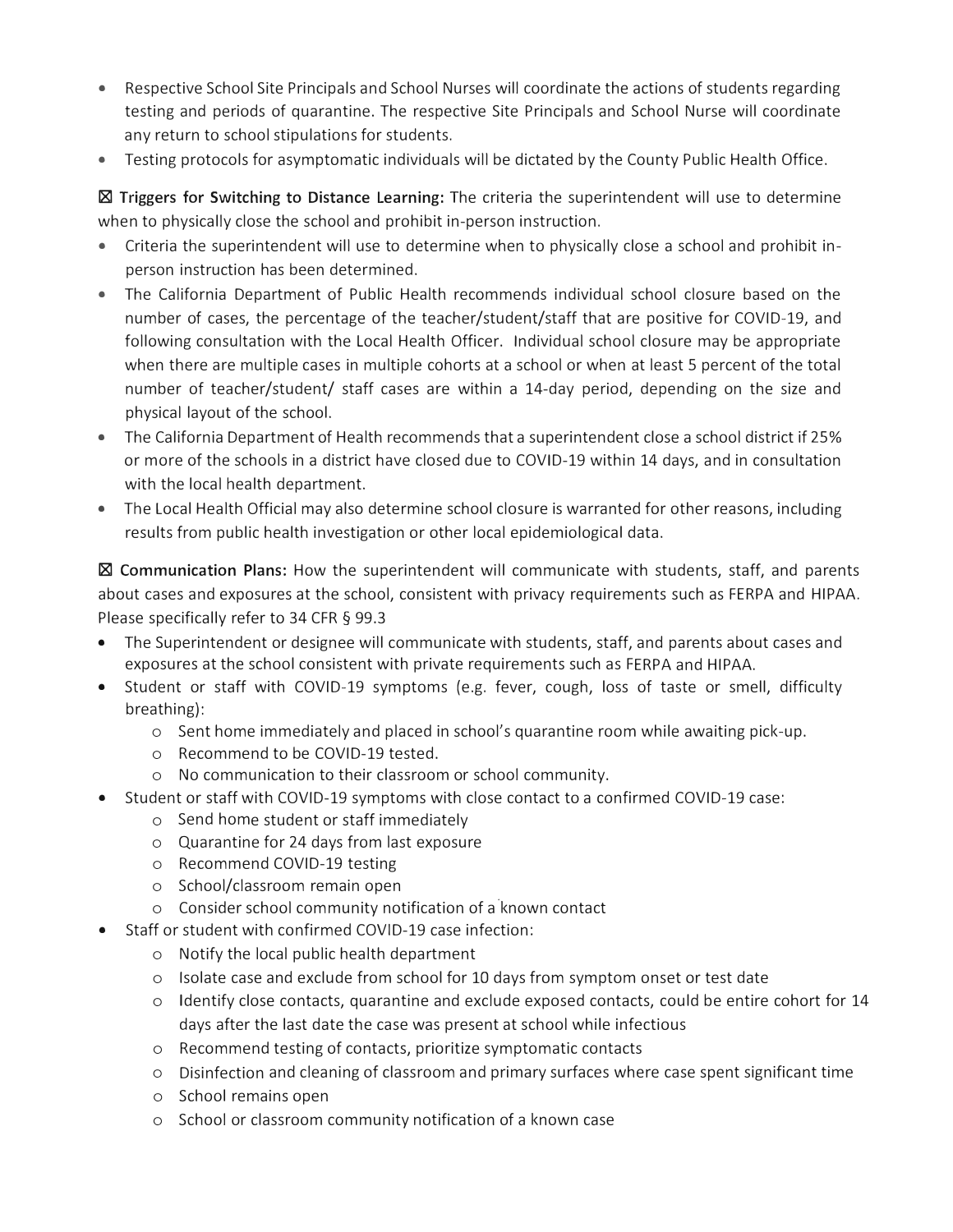- Respective School Site Principals and School Nurses will coordinate the actions of students regarding testing and periods of quarantine. The respective Site Principals and School Nurse will coordinate any return to school stipulations for students.
- Testing protocols for asymptomatic individuals will be dictated by the County Public Health Office.

☒ **Triggers for Switching to Distance Learning:** The criteria the superintendent will use to determine when to physically close the school and prohibit in-person instruction.

- Criteria the superintendent will use to determine when to physically close a school and prohibit in-person instruction has been determined.
- The California Department of Public Health recommends individual school closure based on the number of cases, the percentage of the teacher/student/staff that are positive for COVID-19, and following consultation with the Local Health Officer. Individual school closure may be appropriate when there are multiple cases in multiple cohorts at a school or when at least 5 percent of the total number of teacher/student/ staff cases are within a 14-day period, depending on the size and physical layout of the school.
- The California Department of Health recommends that a superintendent close a school district if 25% or more of the schools in a district have closed due to COVID-19 within 14 days, and in consultation with the local health department.
- The Local Health Official may also determine school closure is warranted for other reasons, including results from public health investigation or other local epidemiological data.

☒ **Communication Plans:** How the superintendent will communicate with students, staff, and parents about cases and exposures at the school, consistent with privacy requirements such as FERPA and HIPAA. Please specifically refer to 34 CFR § 99.3

- The Superintendent or designee will communicate with students, staff, and parents about cases and exposures at the school consistent with private requirements such as FERPA and HIPAA.
- Student or staff with COVID-19 symptoms (e.g. fever, cough, loss of taste or smell, difficulty breathing):
  - Sent home immediately and placed in school's quarantine room while awaiting pick-up.
  - Recommend to be COVID-19 tested.
  - No communication to their classroom or school community.
- Student or staff with COVID-19 symptoms with close contact to a confirmed COVID-19 case:
  - Send home student or staff immediately
  - Quarantine for 24 days from last exposure
  - Recommend COVID-19 testing
  - School/classroom remain open
  - Consider school community notification of a known contact
- Staff or student with confirmed COVID-19 case infection:
  - Notify the local public health department
  - Isolate case and exclude from school for 10 days from symptom onset or test date
  - Identify close contacts, quarantine and exclude exposed contacts, could be entire cohort for 14 days after the last date the case was present at school while infectious
  - Recommend testing of contacts, prioritize symptomatic contacts
  - Disinfection and cleaning of classroom and primary surfaces where case spent significant time
  - School remains open
  - School or classroom community notification of a known case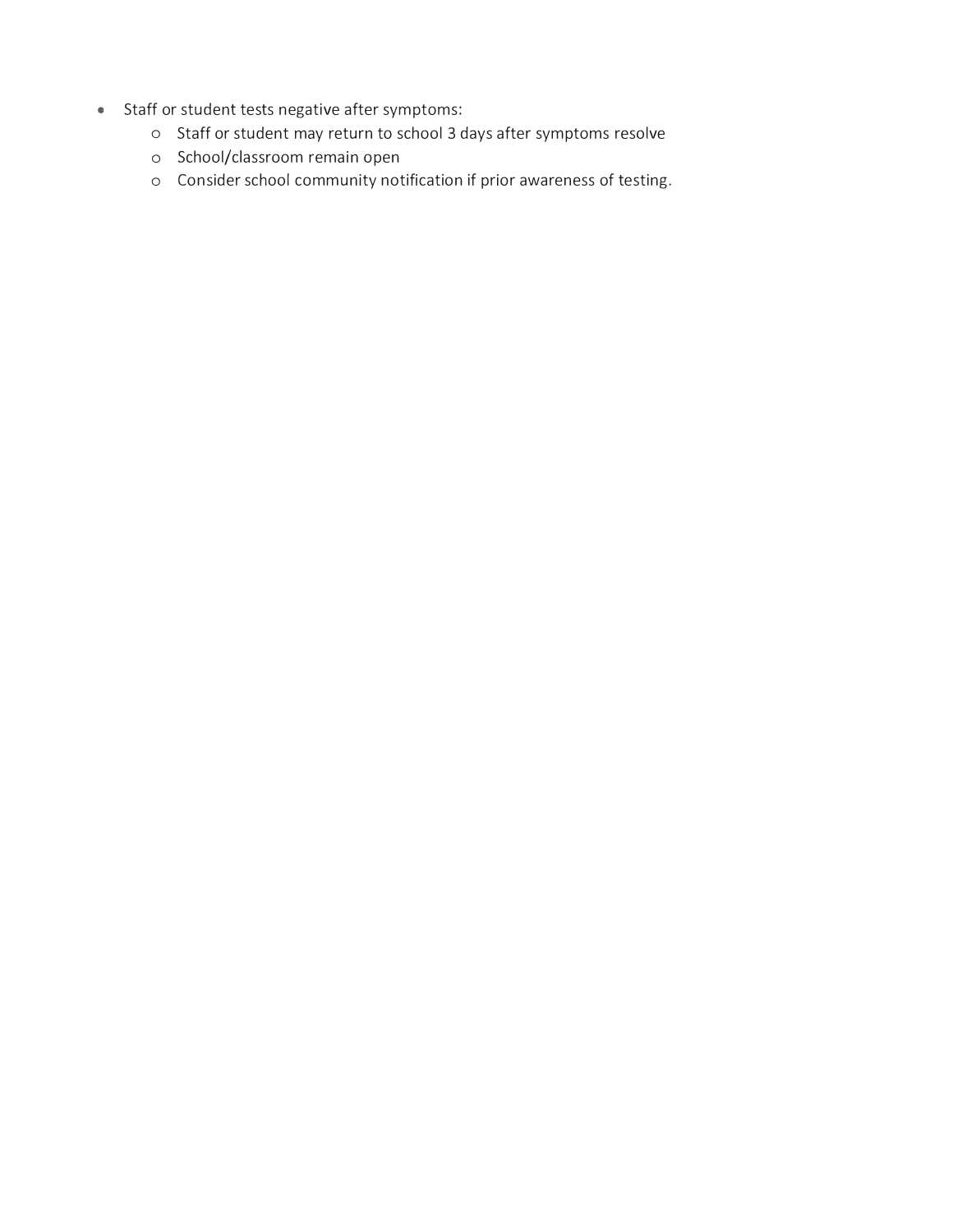- Staff or student tests negative after symptoms:
  - Staff or student may return to school 3 days after symptoms resolve
  - School/classroom remain open
  - Consider school community notification if prior awareness of testing.